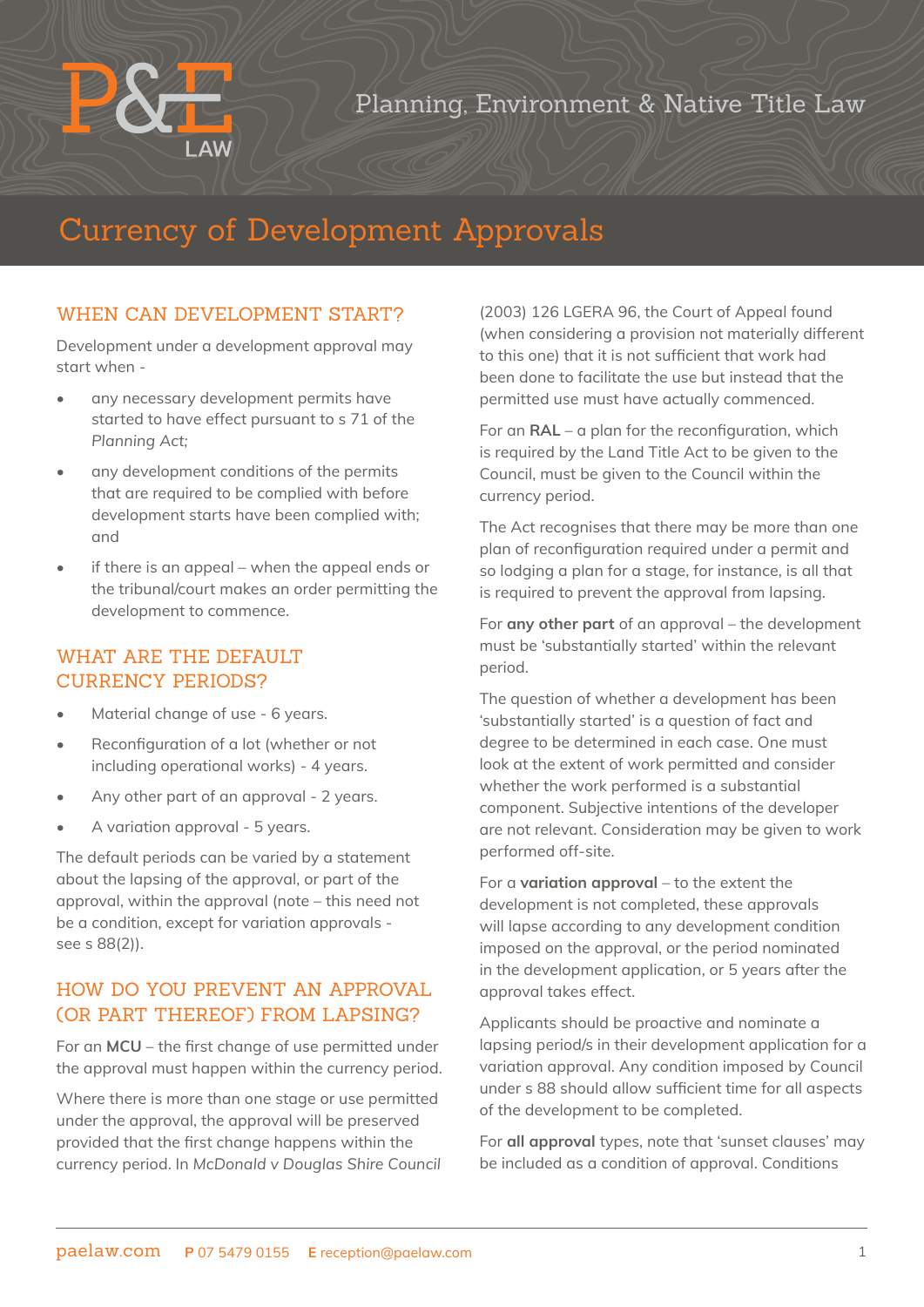# Currency of Development Approvals

## WHEN CAN DEVELOPMENT START?

Development under a development approval may start when -

- any necessary development permits have started to have effect pursuant to s 71 of the *Planning Act;*
- any development conditions of the permits that are required to be complied with before development starts have been complied with; and
- if there is an appeal – when the appeal ends or the tribunal/court makes an order permitting the development to commence.

## WHAT ARE THE DEFAULT CURRENCY PERIODS?

- Material change of use - 6 years.
- Reconfiguration of a lot (whether or not including operational works) - 4 years.
- Any other part of an approval - 2 years.
- A variation approval - 5 years.

The default periods can be varied by a statement about the lapsing of the approval, or part of the approval, within the approval (note – this need not be a condition, except for variation approvals - see s 88(2)).

## HOW DO YOU PREVENT AN APPROVAL (OR PART THEREOF) FROM LAPSING?

For an **MCU** – the first change of use permitted under the approval must happen within the currency period.

Where there is more than one stage or use permitted under the approval, the approval will be preserved provided that the first change happens within the currency period. In *McDonald v Douglas Shire Council* (2003) 126 LGERA 96, the Court of Appeal found (when considering a provision not materially different to this one) that it is not sufficient that work had been done to facilitate the use but instead that the permitted use must have actually commenced.

For an **RAL** – a plan for the reconfiguration, which is required by the Land Title Act to be given to the Council, must be given to the Council within the currency period.

The Act recognises that there may be more than one plan of reconfiguration required under a permit and so lodging a plan for a stage, for instance, is all that is required to prevent the approval from lapsing.

For **any other part** of an approval – the development must be 'substantially started' within the relevant period.

The question of whether a development has been 'substantially started' is a question of fact and degree to be determined in each case. One must look at the extent of work permitted and consider whether the work performed is a substantial component. Subjective intentions of the developer are not relevant. Consideration may be given to work performed off-site.

For a **variation approval** – to the extent the development is not completed, these approvals will lapse according to any development condition imposed on the approval, or the period nominated in the development application, or 5 years after the approval takes effect.

Applicants should be proactive and nominate a lapsing period/s in their development application for a variation approval. Any condition imposed by Council under s 88 should allow sufficient time for all aspects of the development to be completed.

For **all approval** types, note that 'sunset clauses' may be included as a condition of approval. Conditions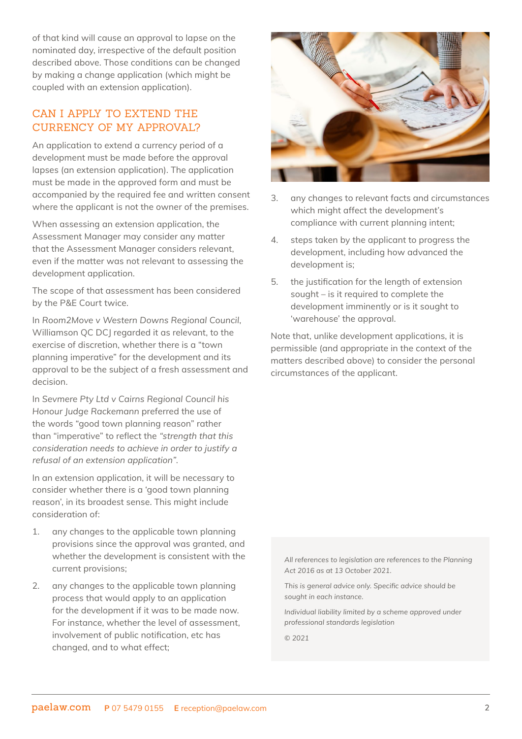of that kind will cause an approval to lapse on the nominated day, irrespective of the default position described above. Those conditions can be changed by making a change application (which might be coupled with an extension application).

## CAN I APPLY TO EXTEND THE CURRENCY OF MY APPROVAL?

An application to extend a currency period of a development must be made before the approval lapses (an extension application). The application must be made in the approved form and must be accompanied by the required fee and written consent where the applicant is not the owner of the premises.

When assessing an extension application, the Assessment Manager may consider any matter that the Assessment Manager considers relevant, even if the matter was not relevant to assessing the development application.

The scope of that assessment has been considered by the P&E Court twice.

In *Room2Move v Western Downs Regional Council*, Williamson QC DCJ regarded it as relevant, to the exercise of discretion, whether there is a "town planning imperative" for the development and its approval to be the subject of a fresh assessment and decision.

In *Sevmere Pty Ltd v Cairns Regional Council his Honour Judge Rackemann* preferred the use of the words "good town planning reason" rather than "imperative" to reflect the *"strength that this consideration needs to achieve in order to justify a refusal of an extension application"*.

In an extension application, it will be necessary to consider whether there is a 'good town planning reason', in its broadest sense. This might include consideration of:

1. any changes to the applicable town planning provisions since the approval was granted, and whether the development is consistent with the current provisions;
2. any changes to the applicable town planning process that would apply to an application for the development if it was to be made now. For instance, whether the level of assessment, involvement of public notification, etc has changed, and to what effect;
3. any changes to relevant facts and circumstances which might affect the development's compliance with current planning intent;
4. steps taken by the applicant to progress the development, including how advanced the development is;
5. the justification for the length of extension sought – is it required to complete the development imminently or is it sought to 'warehouse' the approval.

Note that, unlike development applications, it is permissible (and appropriate in the context of the matters described above) to consider the personal circumstances of the applicant.

*All references to legislation are references to the Planning Act 2016 as at 13 October 2021.*

*This is general advice only. Specific advice should be sought in each instance.*

*Individual liability limited by a scheme approved under professional standards legislation*

*© 2021*

paelaw.com P 07 5479 0155 E reception@paelaw.com